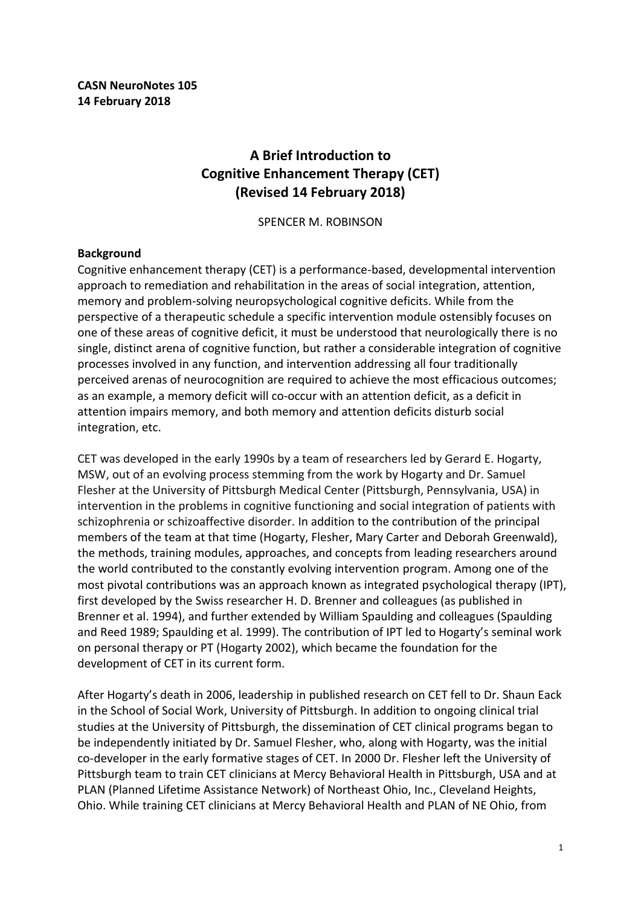**CASN NeuroNotes 105**
**14 February 2018**

# A Brief Introduction to Cognitive Enhancement Therapy (CET) (Revised 14 February 2018)

SPENCER M. ROBINSON

## Background

Cognitive enhancement therapy (CET) is a performance-based, developmental intervention approach to remediation and rehabilitation in the areas of social integration, attention, memory and problem-solving neuropsychological cognitive deficits. While from the perspective of a therapeutic schedule a specific intervention module ostensibly focuses on one of these areas of cognitive deficit, it must be understood that neurologically there is no single, distinct arena of cognitive function, but rather a considerable integration of cognitive processes involved in any function, and intervention addressing all four traditionally perceived arenas of neurocognition are required to achieve the most efficacious outcomes; as an example, a memory deficit will co-occur with an attention deficit, as a deficit in attention impairs memory, and both memory and attention deficits disturb social integration, etc.

CET was developed in the early 1990s by a team of researchers led by Gerard E. Hogarty, MSW, out of an evolving process stemming from the work by Hogarty and Dr. Samuel Flesher at the University of Pittsburgh Medical Center (Pittsburgh, Pennsylvania, USA) in intervention in the problems in cognitive functioning and social integration of patients with schizophrenia or schizoaffective disorder. In addition to the contribution of the principal members of the team at that time (Hogarty, Flesher, Mary Carter and Deborah Greenwald), the methods, training modules, approaches, and concepts from leading researchers around the world contributed to the constantly evolving intervention program. Among one of the most pivotal contributions was an approach known as integrated psychological therapy (IPT), first developed by the Swiss researcher H. D. Brenner and colleagues (as published in Brenner et al. 1994), and further extended by William Spaulding and colleagues (Spaulding and Reed 1989; Spaulding et al. 1999). The contribution of IPT led to Hogarty's seminal work on personal therapy or PT (Hogarty 2002), which became the foundation for the development of CET in its current form.

After Hogarty's death in 2006, leadership in published research on CET fell to Dr. Shaun Eack in the School of Social Work, University of Pittsburgh. In addition to ongoing clinical trial studies at the University of Pittsburgh, the dissemination of CET clinical programs began to be independently initiated by Dr. Samuel Flesher, who, along with Hogarty, was the initial co-developer in the early formative stages of CET. In 2000 Dr. Flesher left the University of Pittsburgh team to train CET clinicians at Mercy Behavioral Health in Pittsburgh, USA and at PLAN (Planned Lifetime Assistance Network) of Northeast Ohio, Inc., Cleveland Heights, Ohio. While training CET clinicians at Mercy Behavioral Health and PLAN of NE Ohio, from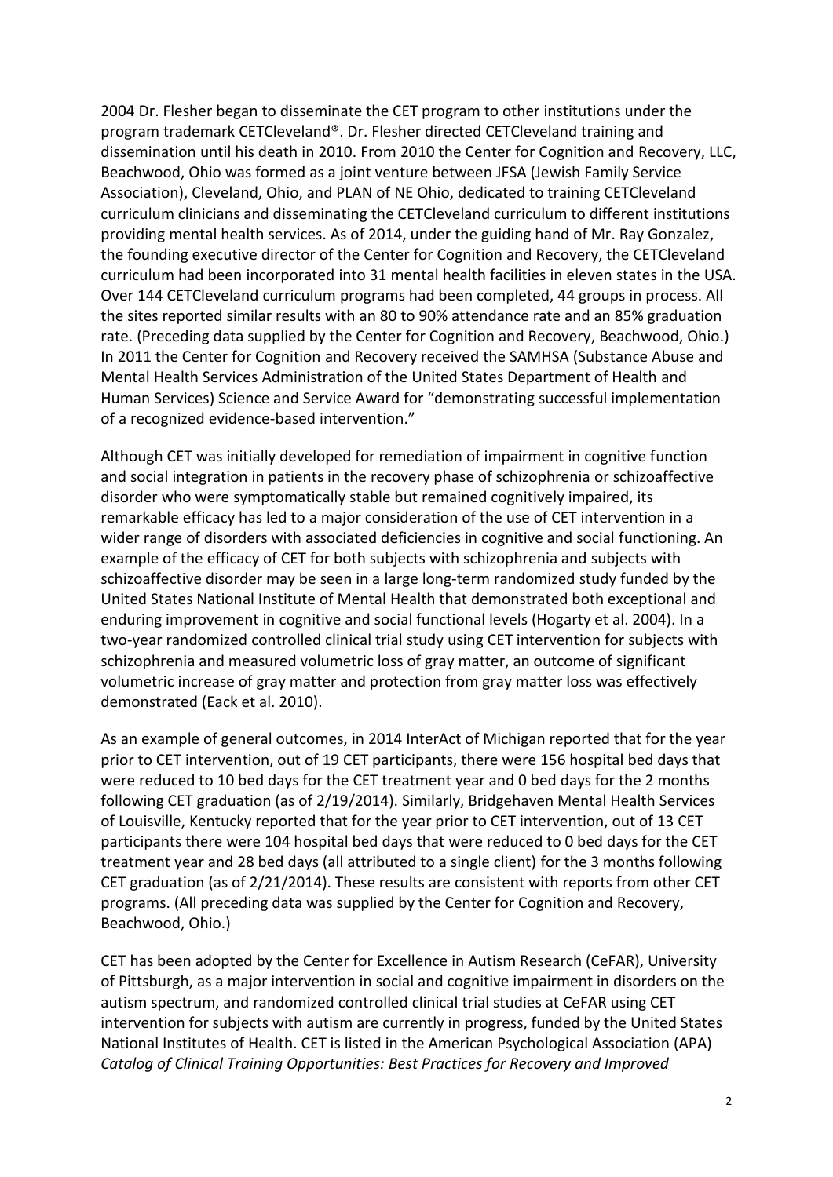2004 Dr. Flesher began to disseminate the CET program to other institutions under the program trademark CETCleveland®. Dr. Flesher directed CETCleveland training and dissemination until his death in 2010. From 2010 the Center for Cognition and Recovery, LLC, Beachwood, Ohio was formed as a joint venture between JFSA (Jewish Family Service Association), Cleveland, Ohio, and PLAN of NE Ohio, dedicated to training CETCleveland curriculum clinicians and disseminating the CETCleveland curriculum to different institutions providing mental health services. As of 2014, under the guiding hand of Mr. Ray Gonzalez, the founding executive director of the Center for Cognition and Recovery, the CETCleveland curriculum had been incorporated into 31 mental health facilities in eleven states in the USA. Over 144 CETCleveland curriculum programs had been completed, 44 groups in process. All the sites reported similar results with an 80 to 90% attendance rate and an 85% graduation rate. (Preceding data supplied by the Center for Cognition and Recovery, Beachwood, Ohio.) In 2011 the Center for Cognition and Recovery received the SAMHSA (Substance Abuse and Mental Health Services Administration of the United States Department of Health and Human Services) Science and Service Award for "demonstrating successful implementation of a recognized evidence-based intervention."

Although CET was initially developed for remediation of impairment in cognitive function and social integration in patients in the recovery phase of schizophrenia or schizoaffective disorder who were symptomatically stable but remained cognitively impaired, its remarkable efficacy has led to a major consideration of the use of CET intervention in a wider range of disorders with associated deficiencies in cognitive and social functioning. An example of the efficacy of CET for both subjects with schizophrenia and subjects with schizoaffective disorder may be seen in a large long-term randomized study funded by the United States National Institute of Mental Health that demonstrated both exceptional and enduring improvement in cognitive and social functional levels (Hogarty et al. 2004). In a two-year randomized controlled clinical trial study using CET intervention for subjects with schizophrenia and measured volumetric loss of gray matter, an outcome of significant volumetric increase of gray matter and protection from gray matter loss was effectively demonstrated (Eack et al. 2010).

As an example of general outcomes, in 2014 InterAct of Michigan reported that for the year prior to CET intervention, out of 19 CET participants, there were 156 hospital bed days that were reduced to 10 bed days for the CET treatment year and 0 bed days for the 2 months following CET graduation (as of 2/19/2014). Similarly, Bridgehaven Mental Health Services of Louisville, Kentucky reported that for the year prior to CET intervention, out of 13 CET participants there were 104 hospital bed days that were reduced to 0 bed days for the CET treatment year and 28 bed days (all attributed to a single client) for the 3 months following CET graduation (as of 2/21/2014). These results are consistent with reports from other CET programs. (All preceding data was supplied by the Center for Cognition and Recovery, Beachwood, Ohio.)

CET has been adopted by the Center for Excellence in Autism Research (CeFAR), University of Pittsburgh, as a major intervention in social and cognitive impairment in disorders on the autism spectrum, and randomized controlled clinical trial studies at CeFAR using CET intervention for subjects with autism are currently in progress, funded by the United States National Institutes of Health. CET is listed in the American Psychological Association (APA) *Catalog of Clinical Training Opportunities: Best Practices for Recovery and Improved*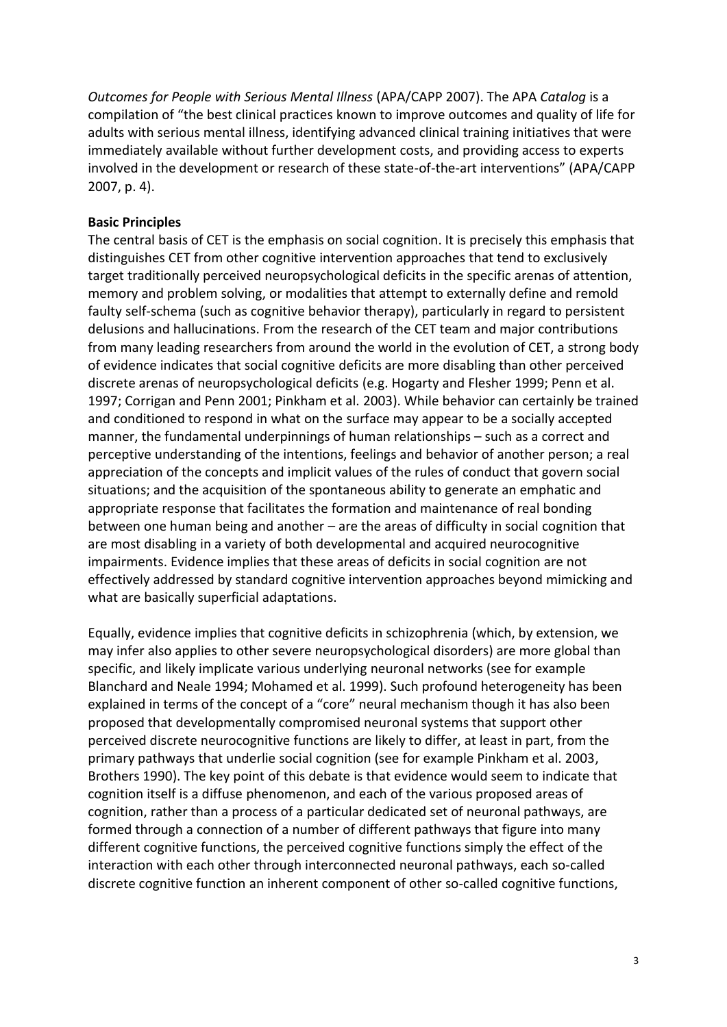*Outcomes for People with Serious Mental Illness* (APA/CAPP 2007). The APA *Catalog* is a compilation of "the best clinical practices known to improve outcomes and quality of life for adults with serious mental illness, identifying advanced clinical training initiatives that were immediately available without further development costs, and providing access to experts involved in the development or research of these state-of-the-art interventions" (APA/CAPP 2007, p. 4).

**Basic Principles**

The central basis of CET is the emphasis on social cognition. It is precisely this emphasis that distinguishes CET from other cognitive intervention approaches that tend to exclusively target traditionally perceived neuropsychological deficits in the specific arenas of attention, memory and problem solving, or modalities that attempt to externally define and remold faulty self-schema (such as cognitive behavior therapy), particularly in regard to persistent delusions and hallucinations. From the research of the CET team and major contributions from many leading researchers from around the world in the evolution of CET, a strong body of evidence indicates that social cognitive deficits are more disabling than other perceived discrete arenas of neuropsychological deficits (e.g. Hogarty and Flesher 1999; Penn et al. 1997; Corrigan and Penn 2001; Pinkham et al. 2003). While behavior can certainly be trained and conditioned to respond in what on the surface may appear to be a socially accepted manner, the fundamental underpinnings of human relationships – such as a correct and perceptive understanding of the intentions, feelings and behavior of another person; a real appreciation of the concepts and implicit values of the rules of conduct that govern social situations; and the acquisition of the spontaneous ability to generate an emphatic and appropriate response that facilitates the formation and maintenance of real bonding between one human being and another – are the areas of difficulty in social cognition that are most disabling in a variety of both developmental and acquired neurocognitive impairments. Evidence implies that these areas of deficits in social cognition are not effectively addressed by standard cognitive intervention approaches beyond mimicking and what are basically superficial adaptations.

Equally, evidence implies that cognitive deficits in schizophrenia (which, by extension, we may infer also applies to other severe neuropsychological disorders) are more global than specific, and likely implicate various underlying neuronal networks (see for example Blanchard and Neale 1994; Mohamed et al. 1999). Such profound heterogeneity has been explained in terms of the concept of a "core" neural mechanism though it has also been proposed that developmentally compromised neuronal systems that support other perceived discrete neurocognitive functions are likely to differ, at least in part, from the primary pathways that underlie social cognition (see for example Pinkham et al. 2003, Brothers 1990). The key point of this debate is that evidence would seem to indicate that cognition itself is a diffuse phenomenon, and each of the various proposed areas of cognition, rather than a process of a particular dedicated set of neuronal pathways, are formed through a connection of a number of different pathways that figure into many different cognitive functions, the perceived cognitive functions simply the effect of the interaction with each other through interconnected neuronal pathways, each so-called discrete cognitive function an inherent component of other so-called cognitive functions,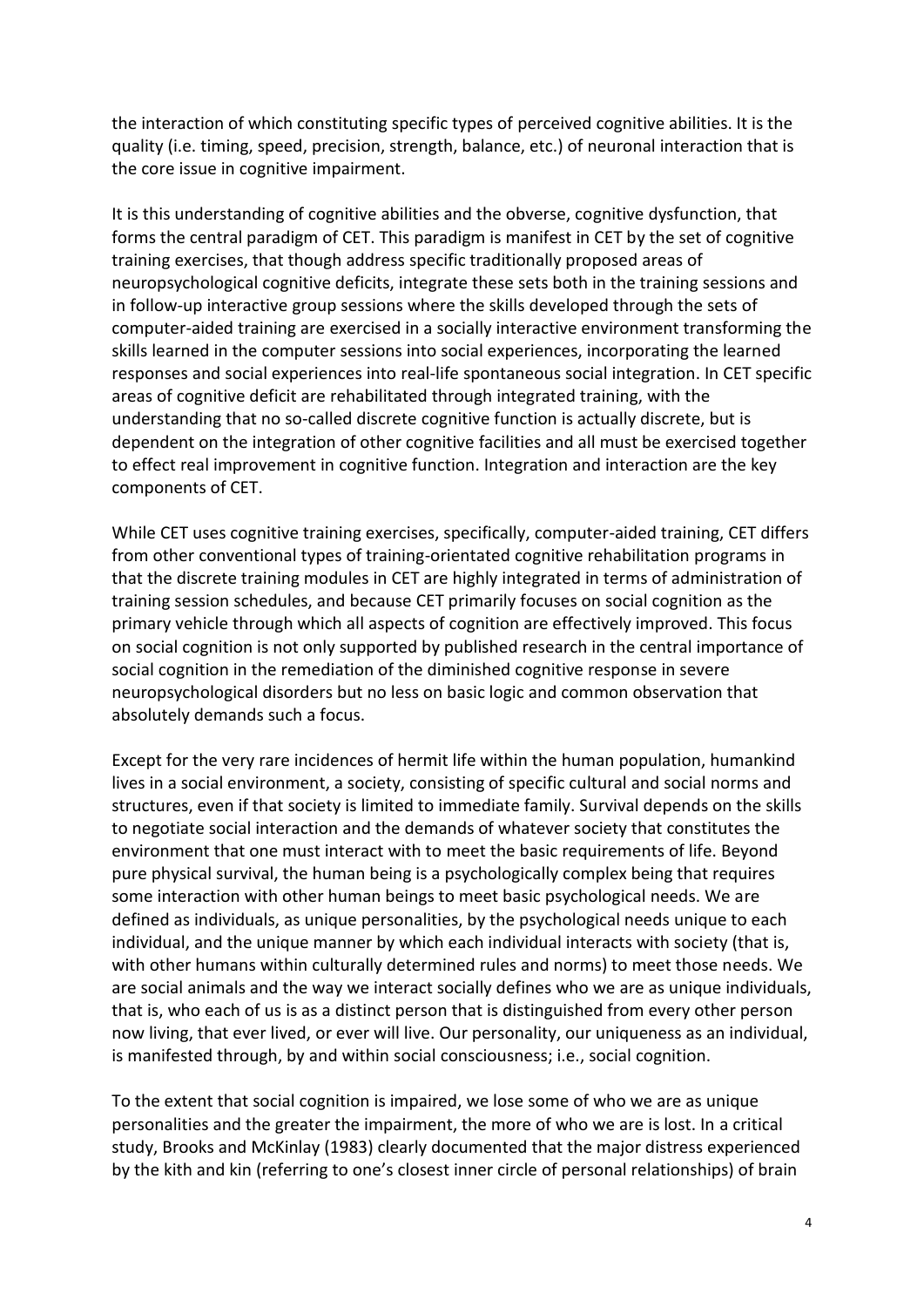the interaction of which constituting specific types of perceived cognitive abilities. It is the quality (i.e. timing, speed, precision, strength, balance, etc.) of neuronal interaction that is the core issue in cognitive impairment.

It is this understanding of cognitive abilities and the obverse, cognitive dysfunction, that forms the central paradigm of CET. This paradigm is manifest in CET by the set of cognitive training exercises, that though address specific traditionally proposed areas of neuropsychological cognitive deficits, integrate these sets both in the training sessions and in follow-up interactive group sessions where the skills developed through the sets of computer-aided training are exercised in a socially interactive environment transforming the skills learned in the computer sessions into social experiences, incorporating the learned responses and social experiences into real-life spontaneous social integration. In CET specific areas of cognitive deficit are rehabilitated through integrated training, with the understanding that no so-called discrete cognitive function is actually discrete, but is dependent on the integration of other cognitive facilities and all must be exercised together to effect real improvement in cognitive function. Integration and interaction are the key components of CET.

While CET uses cognitive training exercises, specifically, computer-aided training, CET differs from other conventional types of training-orientated cognitive rehabilitation programs in that the discrete training modules in CET are highly integrated in terms of administration of training session schedules, and because CET primarily focuses on social cognition as the primary vehicle through which all aspects of cognition are effectively improved. This focus on social cognition is not only supported by published research in the central importance of social cognition in the remediation of the diminished cognitive response in severe neuropsychological disorders but no less on basic logic and common observation that absolutely demands such a focus.

Except for the very rare incidences of hermit life within the human population, humankind lives in a social environment, a society, consisting of specific cultural and social norms and structures, even if that society is limited to immediate family. Survival depends on the skills to negotiate social interaction and the demands of whatever society that constitutes the environment that one must interact with to meet the basic requirements of life. Beyond pure physical survival, the human being is a psychologically complex being that requires some interaction with other human beings to meet basic psychological needs. We are defined as individuals, as unique personalities, by the psychological needs unique to each individual, and the unique manner by which each individual interacts with society (that is, with other humans within culturally determined rules and norms) to meet those needs. We are social animals and the way we interact socially defines who we are as unique individuals, that is, who each of us is as a distinct person that is distinguished from every other person now living, that ever lived, or ever will live. Our personality, our uniqueness as an individual, is manifested through, by and within social consciousness; i.e., social cognition.

To the extent that social cognition is impaired, we lose some of who we are as unique personalities and the greater the impairment, the more of who we are is lost. In a critical study, Brooks and McKinlay (1983) clearly documented that the major distress experienced by the kith and kin (referring to one's closest inner circle of personal relationships) of brain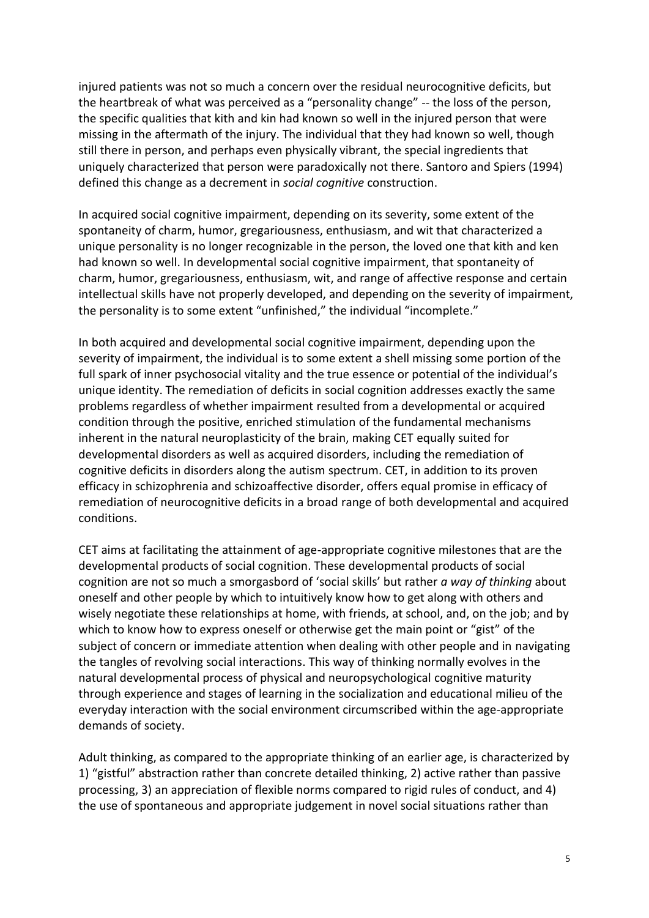injured patients was not so much a concern over the residual neurocognitive deficits, but the heartbreak of what was perceived as a "personality change" -- the loss of the person, the specific qualities that kith and kin had known so well in the injured person that were missing in the aftermath of the injury. The individual that they had known so well, though still there in person, and perhaps even physically vibrant, the special ingredients that uniquely characterized that person were paradoxically not there. Santoro and Spiers (1994) defined this change as a decrement in *social cognitive* construction.

In acquired social cognitive impairment, depending on its severity, some extent of the spontaneity of charm, humor, gregariousness, enthusiasm, and wit that characterized a unique personality is no longer recognizable in the person, the loved one that kith and ken had known so well. In developmental social cognitive impairment, that spontaneity of charm, humor, gregariousness, enthusiasm, wit, and range of affective response and certain intellectual skills have not properly developed, and depending on the severity of impairment, the personality is to some extent "unfinished," the individual "incomplete."

In both acquired and developmental social cognitive impairment, depending upon the severity of impairment, the individual is to some extent a shell missing some portion of the full spark of inner psychosocial vitality and the true essence or potential of the individual's unique identity. The remediation of deficits in social cognition addresses exactly the same problems regardless of whether impairment resulted from a developmental or acquired condition through the positive, enriched stimulation of the fundamental mechanisms inherent in the natural neuroplasticity of the brain, making CET equally suited for developmental disorders as well as acquired disorders, including the remediation of cognitive deficits in disorders along the autism spectrum. CET, in addition to its proven efficacy in schizophrenia and schizoaffective disorder, offers equal promise in efficacy of remediation of neurocognitive deficits in a broad range of both developmental and acquired conditions.

CET aims at facilitating the attainment of age-appropriate cognitive milestones that are the developmental products of social cognition. These developmental products of social cognition are not so much a smorgasbord of 'social skills' but rather *a way of thinking* about oneself and other people by which to intuitively know how to get along with others and wisely negotiate these relationships at home, with friends, at school, and, on the job; and by which to know how to express oneself or otherwise get the main point or "gist" of the subject of concern or immediate attention when dealing with other people and in navigating the tangles of revolving social interactions. This way of thinking normally evolves in the natural developmental process of physical and neuropsychological cognitive maturity through experience and stages of learning in the socialization and educational milieu of the everyday interaction with the social environment circumscribed within the age-appropriate demands of society.

Adult thinking, as compared to the appropriate thinking of an earlier age, is characterized by 1) "gistful" abstraction rather than concrete detailed thinking, 2) active rather than passive processing, 3) an appreciation of flexible norms compared to rigid rules of conduct, and 4) the use of spontaneous and appropriate judgement in novel social situations rather than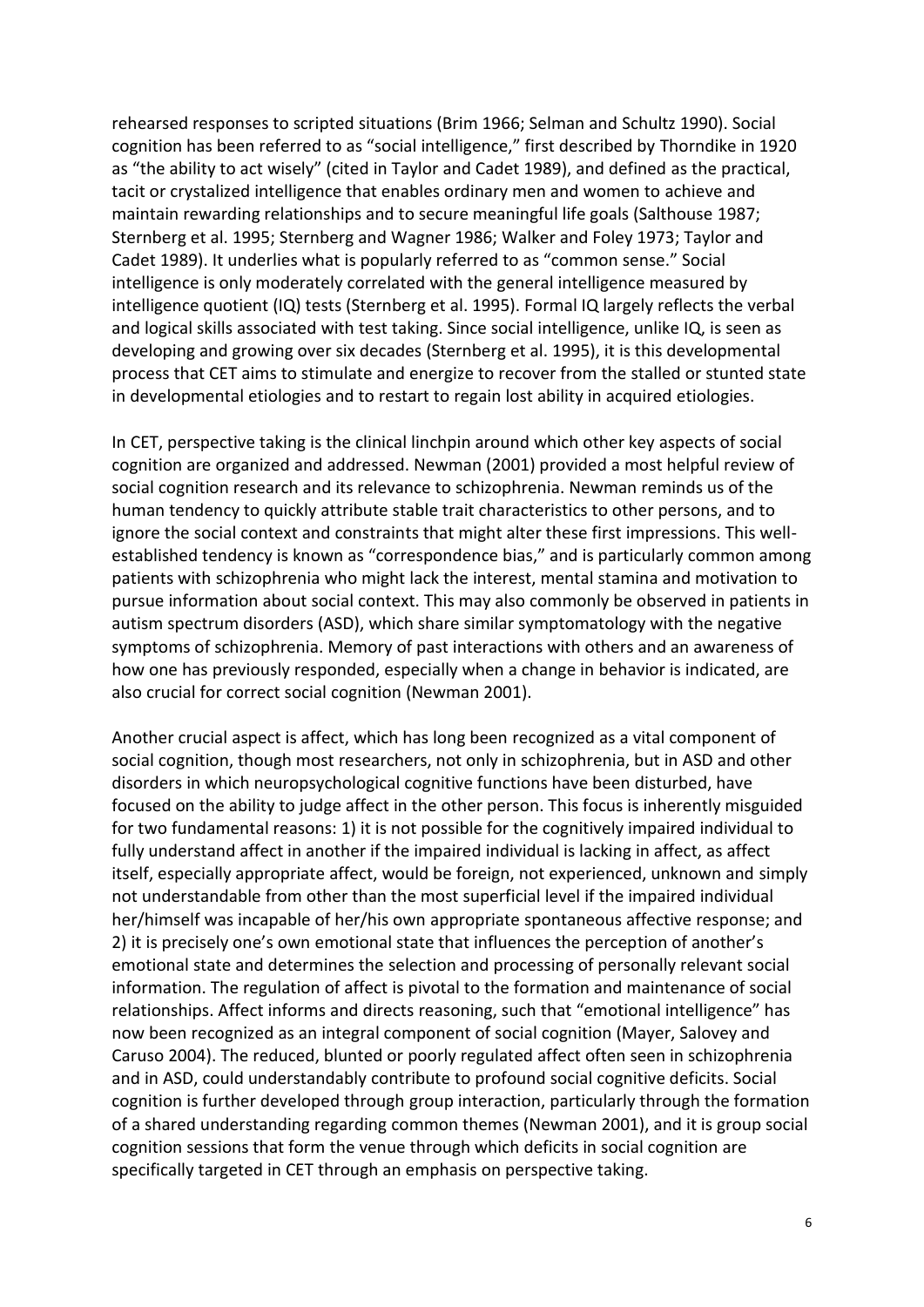rehearsed responses to scripted situations (Brim 1966; Selman and Schultz 1990). Social cognition has been referred to as "social intelligence," first described by Thorndike in 1920 as "the ability to act wisely" (cited in Taylor and Cadet 1989), and defined as the practical, tacit or crystalized intelligence that enables ordinary men and women to achieve and maintain rewarding relationships and to secure meaningful life goals (Salthouse 1987; Sternberg et al. 1995; Sternberg and Wagner 1986; Walker and Foley 1973; Taylor and Cadet 1989). It underlies what is popularly referred to as "common sense." Social intelligence is only moderately correlated with the general intelligence measured by intelligence quotient (IQ) tests (Sternberg et al. 1995). Formal IQ largely reflects the verbal and logical skills associated with test taking. Since social intelligence, unlike IQ, is seen as developing and growing over six decades (Sternberg et al. 1995), it is this developmental process that CET aims to stimulate and energize to recover from the stalled or stunted state in developmental etiologies and to restart to regain lost ability in acquired etiologies.

In CET, perspective taking is the clinical linchpin around which other key aspects of social cognition are organized and addressed. Newman (2001) provided a most helpful review of social cognition research and its relevance to schizophrenia. Newman reminds us of the human tendency to quickly attribute stable trait characteristics to other persons, and to ignore the social context and constraints that might alter these first impressions. This well-established tendency is known as "correspondence bias," and is particularly common among patients with schizophrenia who might lack the interest, mental stamina and motivation to pursue information about social context. This may also commonly be observed in patients in autism spectrum disorders (ASD), which share similar symptomatology with the negative symptoms of schizophrenia. Memory of past interactions with others and an awareness of how one has previously responded, especially when a change in behavior is indicated, are also crucial for correct social cognition (Newman 2001).

Another crucial aspect is affect, which has long been recognized as a vital component of social cognition, though most researchers, not only in schizophrenia, but in ASD and other disorders in which neuropsychological cognitive functions have been disturbed, have focused on the ability to judge affect in the other person. This focus is inherently misguided for two fundamental reasons: 1) it is not possible for the cognitively impaired individual to fully understand affect in another if the impaired individual is lacking in affect, as affect itself, especially appropriate affect, would be foreign, not experienced, unknown and simply not understandable from other than the most superficial level if the impaired individual her/himself was incapable of her/his own appropriate spontaneous affective response; and 2) it is precisely one's own emotional state that influences the perception of another's emotional state and determines the selection and processing of personally relevant social information. The regulation of affect is pivotal to the formation and maintenance of social relationships. Affect informs and directs reasoning, such that "emotional intelligence" has now been recognized as an integral component of social cognition (Mayer, Salovey and Caruso 2004). The reduced, blunted or poorly regulated affect often seen in schizophrenia and in ASD, could understandably contribute to profound social cognitive deficits. Social cognition is further developed through group interaction, particularly through the formation of a shared understanding regarding common themes (Newman 2001), and it is group social cognition sessions that form the venue through which deficits in social cognition are specifically targeted in CET through an emphasis on perspective taking.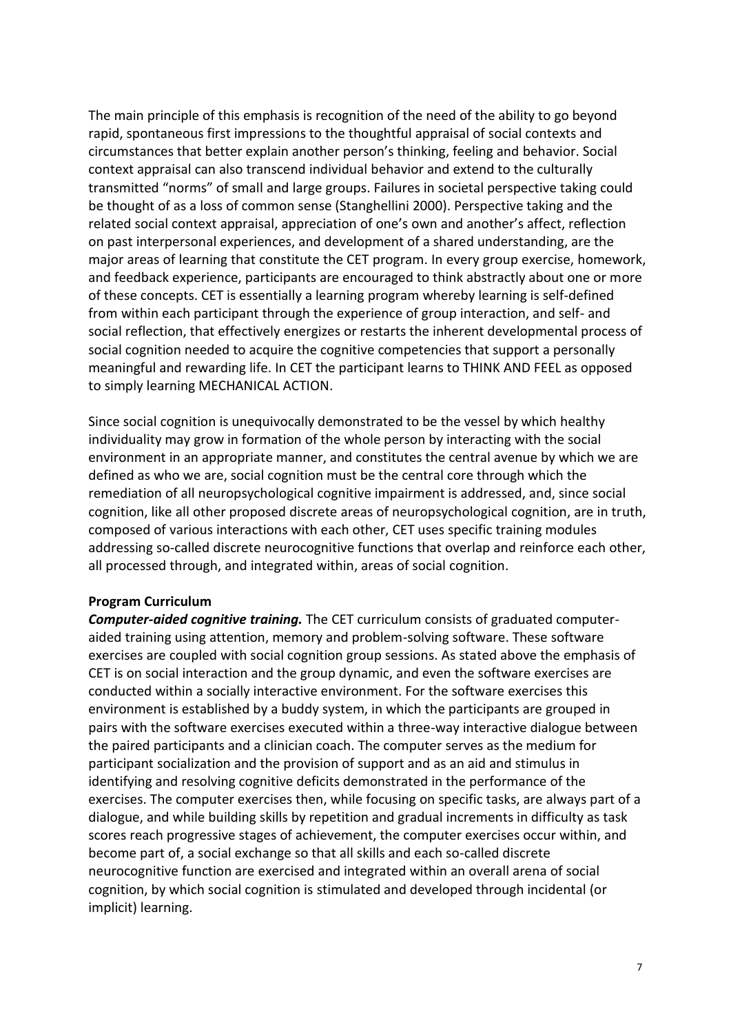The main principle of this emphasis is recognition of the need of the ability to go beyond rapid, spontaneous first impressions to the thoughtful appraisal of social contexts and circumstances that better explain another person's thinking, feeling and behavior. Social context appraisal can also transcend individual behavior and extend to the culturally transmitted "norms" of small and large groups. Failures in societal perspective taking could be thought of as a loss of common sense (Stanghellini 2000). Perspective taking and the related social context appraisal, appreciation of one's own and another's affect, reflection on past interpersonal experiences, and development of a shared understanding, are the major areas of learning that constitute the CET program. In every group exercise, homework, and feedback experience, participants are encouraged to think abstractly about one or more of these concepts. CET is essentially a learning program whereby learning is self-defined from within each participant through the experience of group interaction, and self- and social reflection, that effectively energizes or restarts the inherent developmental process of social cognition needed to acquire the cognitive competencies that support a personally meaningful and rewarding life. In CET the participant learns to THINK AND FEEL as opposed to simply learning MECHANICAL ACTION.

Since social cognition is unequivocally demonstrated to be the vessel by which healthy individuality may grow in formation of the whole person by interacting with the social environment in an appropriate manner, and constitutes the central avenue by which we are defined as who we are, social cognition must be the central core through which the remediation of all neuropsychological cognitive impairment is addressed, and, since social cognition, like all other proposed discrete areas of neuropsychological cognition, are in truth, composed of various interactions with each other, CET uses specific training modules addressing so-called discrete neurocognitive functions that overlap and reinforce each other, all processed through, and integrated within, areas of social cognition.

**Program Curriculum**

***Computer-aided cognitive training.*** The CET curriculum consists of graduated computer-aided training using attention, memory and problem-solving software. These software exercises are coupled with social cognition group sessions. As stated above the emphasis of CET is on social interaction and the group dynamic, and even the software exercises are conducted within a socially interactive environment. For the software exercises this environment is established by a buddy system, in which the participants are grouped in pairs with the software exercises executed within a three-way interactive dialogue between the paired participants and a clinician coach. The computer serves as the medium for participant socialization and the provision of support and as an aid and stimulus in identifying and resolving cognitive deficits demonstrated in the performance of the exercises. The computer exercises then, while focusing on specific tasks, are always part of a dialogue, and while building skills by repetition and gradual increments in difficulty as task scores reach progressive stages of achievement, the computer exercises occur within, and become part of, a social exchange so that all skills and each so-called discrete neurocognitive function are exercised and integrated within an overall arena of social cognition, by which social cognition is stimulated and developed through incidental (or implicit) learning.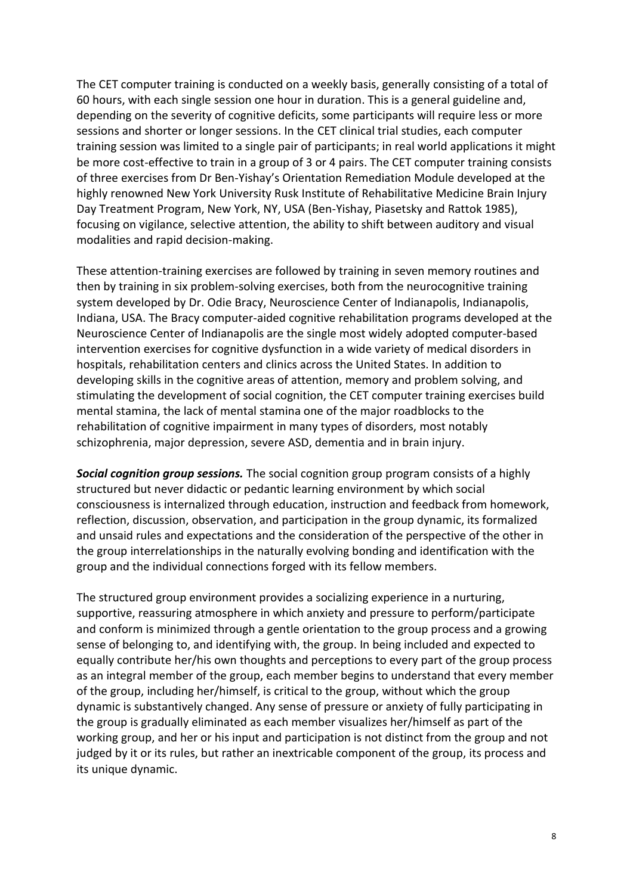The CET computer training is conducted on a weekly basis, generally consisting of a total of 60 hours, with each single session one hour in duration. This is a general guideline and, depending on the severity of cognitive deficits, some participants will require less or more sessions and shorter or longer sessions. In the CET clinical trial studies, each computer training session was limited to a single pair of participants; in real world applications it might be more cost-effective to train in a group of 3 or 4 pairs. The CET computer training consists of three exercises from Dr Ben-Yishay's Orientation Remediation Module developed at the highly renowned New York University Rusk Institute of Rehabilitative Medicine Brain Injury Day Treatment Program, New York, NY, USA (Ben-Yishay, Piasetsky and Rattok 1985), focusing on vigilance, selective attention, the ability to shift between auditory and visual modalities and rapid decision-making.

These attention-training exercises are followed by training in seven memory routines and then by training in six problem-solving exercises, both from the neurocognitive training system developed by Dr. Odie Bracy, Neuroscience Center of Indianapolis, Indianapolis, Indiana, USA. The Bracy computer-aided cognitive rehabilitation programs developed at the Neuroscience Center of Indianapolis are the single most widely adopted computer-based intervention exercises for cognitive dysfunction in a wide variety of medical disorders in hospitals, rehabilitation centers and clinics across the United States. In addition to developing skills in the cognitive areas of attention, memory and problem solving, and stimulating the development of social cognition, the CET computer training exercises build mental stamina, the lack of mental stamina one of the major roadblocks to the rehabilitation of cognitive impairment in many types of disorders, most notably schizophrenia, major depression, severe ASD, dementia and in brain injury.

***Social cognition group sessions.*** The social cognition group program consists of a highly structured but never didactic or pedantic learning environment by which social consciousness is internalized through education, instruction and feedback from homework, reflection, discussion, observation, and participation in the group dynamic, its formalized and unsaid rules and expectations and the consideration of the perspective of the other in the group interrelationships in the naturally evolving bonding and identification with the group and the individual connections forged with its fellow members.

The structured group environment provides a socializing experience in a nurturing, supportive, reassuring atmosphere in which anxiety and pressure to perform/participate and conform is minimized through a gentle orientation to the group process and a growing sense of belonging to, and identifying with, the group. In being included and expected to equally contribute her/his own thoughts and perceptions to every part of the group process as an integral member of the group, each member begins to understand that every member of the group, including her/himself, is critical to the group, without which the group dynamic is substantively changed. Any sense of pressure or anxiety of fully participating in the group is gradually eliminated as each member visualizes her/himself as part of the working group, and her or his input and participation is not distinct from the group and not judged by it or its rules, but rather an inextricable component of the group, its process and its unique dynamic.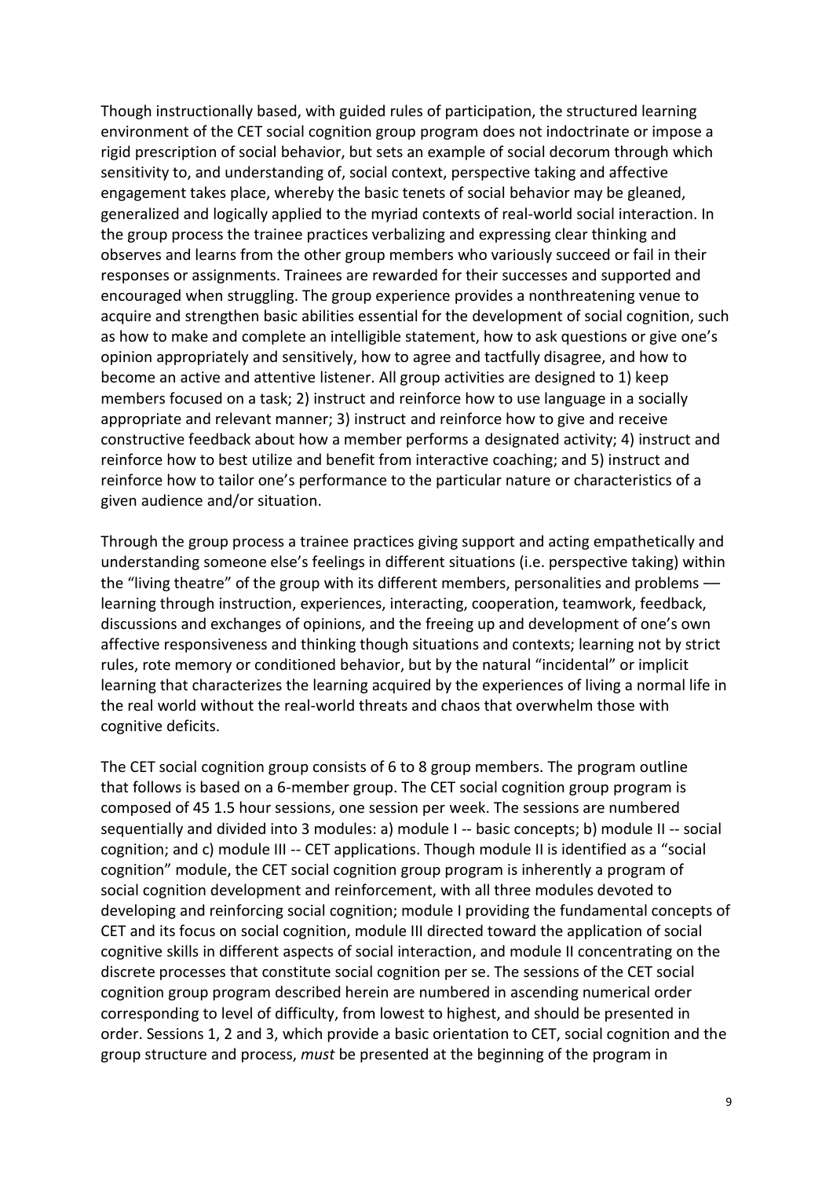Though instructionally based, with guided rules of participation, the structured learning environment of the CET social cognition group program does not indoctrinate or impose a rigid prescription of social behavior, but sets an example of social decorum through which sensitivity to, and understanding of, social context, perspective taking and affective engagement takes place, whereby the basic tenets of social behavior may be gleaned, generalized and logically applied to the myriad contexts of real-world social interaction. In the group process the trainee practices verbalizing and expressing clear thinking and observes and learns from the other group members who variously succeed or fail in their responses or assignments. Trainees are rewarded for their successes and supported and encouraged when struggling. The group experience provides a nonthreatening venue to acquire and strengthen basic abilities essential for the development of social cognition, such as how to make and complete an intelligible statement, how to ask questions or give one's opinion appropriately and sensitively, how to agree and tactfully disagree, and how to become an active and attentive listener. All group activities are designed to 1) keep members focused on a task; 2) instruct and reinforce how to use language in a socially appropriate and relevant manner; 3) instruct and reinforce how to give and receive constructive feedback about how a member performs a designated activity; 4) instruct and reinforce how to best utilize and benefit from interactive coaching; and 5) instruct and reinforce how to tailor one's performance to the particular nature or characteristics of a given audience and/or situation.

Through the group process a trainee practices giving support and acting empathetically and understanding someone else's feelings in different situations (i.e. perspective taking) within the "living theatre" of the group with its different members, personalities and problems — learning through instruction, experiences, interacting, cooperation, teamwork, feedback, discussions and exchanges of opinions, and the freeing up and development of one's own affective responsiveness and thinking though situations and contexts; learning not by strict rules, rote memory or conditioned behavior, but by the natural "incidental" or implicit learning that characterizes the learning acquired by the experiences of living a normal life in the real world without the real-world threats and chaos that overwhelm those with cognitive deficits.

The CET social cognition group consists of 6 to 8 group members. The program outline that follows is based on a 6-member group. The CET social cognition group program is composed of 45 1.5 hour sessions, one session per week. The sessions are numbered sequentially and divided into 3 modules: a) module I -- basic concepts; b) module II -- social cognition; and c) module III -- CET applications. Though module II is identified as a "social cognition" module, the CET social cognition group program is inherently a program of social cognition development and reinforcement, with all three modules devoted to developing and reinforcing social cognition; module I providing the fundamental concepts of CET and its focus on social cognition, module III directed toward the application of social cognitive skills in different aspects of social interaction, and module II concentrating on the discrete processes that constitute social cognition per se. The sessions of the CET social cognition group program described herein are numbered in ascending numerical order corresponding to level of difficulty, from lowest to highest, and should be presented in order. Sessions 1, 2 and 3, which provide a basic orientation to CET, social cognition and the group structure and process, *must* be presented at the beginning of the program in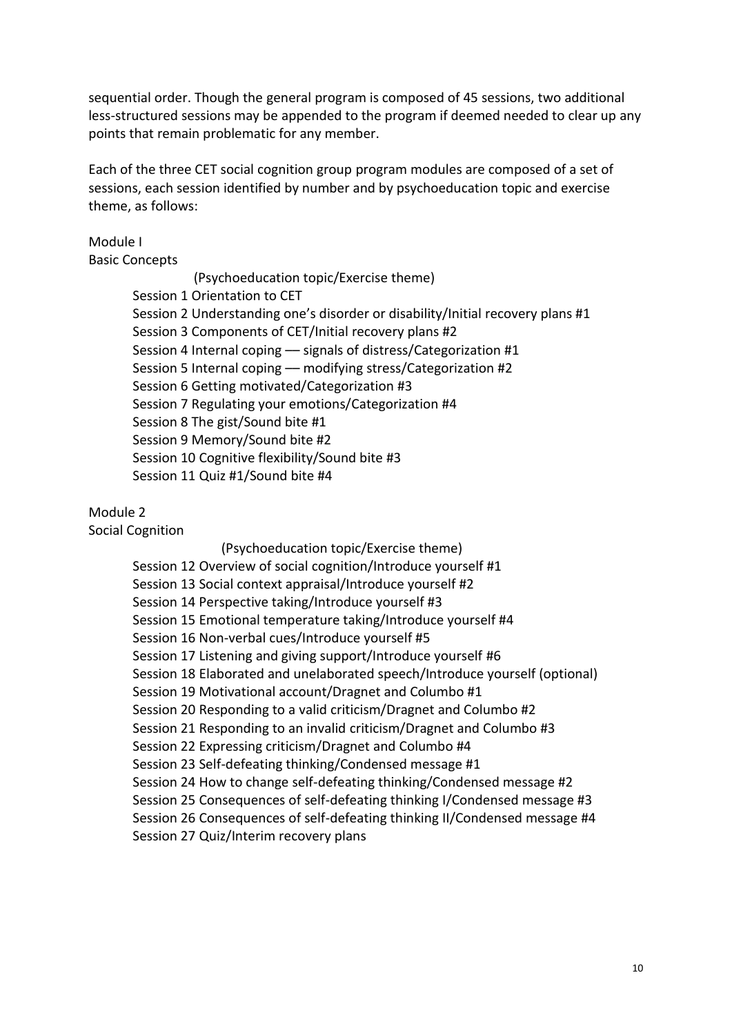sequential order. Though the general program is composed of 45 sessions, two additional less-structured sessions may be appended to the program if deemed needed to clear up any points that remain problematic for any member.

Each of the three CET social cognition group program modules are composed of a set of sessions, each session identified by number and by psychoeducation topic and exercise theme, as follows:

Module I
Basic Concepts

(Psychoeducation topic/Exercise theme)

- Session 1 Orientation to CET
- Session 2 Understanding one's disorder or disability/Initial recovery plans #1
- Session 3 Components of CET/Initial recovery plans #2
- Session 4 Internal coping — signals of distress/Categorization #1
- Session 5 Internal coping — modifying stress/Categorization #2
- Session 6 Getting motivated/Categorization #3
- Session 7 Regulating your emotions/Categorization #4
- Session 8 The gist/Sound bite #1
- Session 9 Memory/Sound bite #2
- Session 10 Cognitive flexibility/Sound bite #3
- Session 11 Quiz #1/Sound bite #4

Module 2
Social Cognition

(Psychoeducation topic/Exercise theme)

- Session 12 Overview of social cognition/Introduce yourself #1
- Session 13 Social context appraisal/Introduce yourself #2
- Session 14 Perspective taking/Introduce yourself #3
- Session 15 Emotional temperature taking/Introduce yourself #4
- Session 16 Non-verbal cues/Introduce yourself #5
- Session 17 Listening and giving support/Introduce yourself #6
- Session 18 Elaborated and unelaborated speech/Introduce yourself (optional)
- Session 19 Motivational account/Dragnet and Columbo #1
- Session 20 Responding to a valid criticism/Dragnet and Columbo #2
- Session 21 Responding to an invalid criticism/Dragnet and Columbo #3
- Session 22 Expressing criticism/Dragnet and Columbo #4
- Session 23 Self-defeating thinking/Condensed message #1
- Session 24 How to change self-defeating thinking/Condensed message #2
- Session 25 Consequences of self-defeating thinking I/Condensed message #3
- Session 26 Consequences of self-defeating thinking II/Condensed message #4
- Session 27 Quiz/Interim recovery plans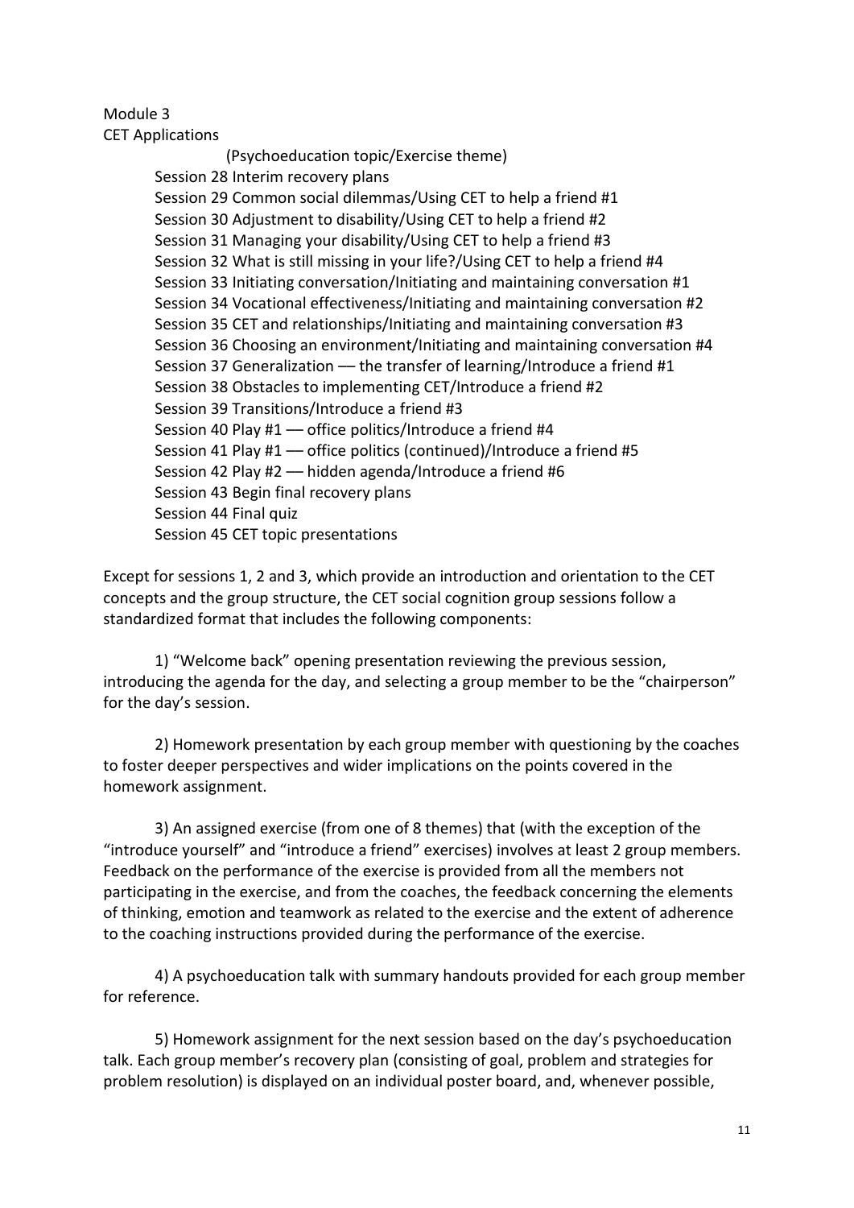Module 3

CET Applications

(Psychoeducation topic/Exercise theme)

Session 28 Interim recovery plans
Session 29 Common social dilemmas/Using CET to help a friend #1
Session 30 Adjustment to disability/Using CET to help a friend #2
Session 31 Managing your disability/Using CET to help a friend #3
Session 32 What is still missing in your life?/Using CET to help a friend #4
Session 33 Initiating conversation/Initiating and maintaining conversation #1
Session 34 Vocational effectiveness/Initiating and maintaining conversation #2
Session 35 CET and relationships/Initiating and maintaining conversation #3
Session 36 Choosing an environment/Initiating and maintaining conversation #4
Session 37 Generalization — the transfer of learning/Introduce a friend #1
Session 38 Obstacles to implementing CET/Introduce a friend #2
Session 39 Transitions/Introduce a friend #3
Session 40 Play #1 — office politics/Introduce a friend #4
Session 41 Play #1 — office politics (continued)/Introduce a friend #5
Session 42 Play #2 — hidden agenda/Introduce a friend #6
Session 43 Begin final recovery plans
Session 44 Final quiz
Session 45 CET topic presentations

Except for sessions 1, 2 and 3, which provide an introduction and orientation to the CET concepts and the group structure, the CET social cognition group sessions follow a standardized format that includes the following components:

1) "Welcome back" opening presentation reviewing the previous session, introducing the agenda for the day, and selecting a group member to be the "chairperson" for the day's session.

2) Homework presentation by each group member with questioning by the coaches to foster deeper perspectives and wider implications on the points covered in the homework assignment.

3) An assigned exercise (from one of 8 themes) that (with the exception of the "introduce yourself" and "introduce a friend" exercises) involves at least 2 group members. Feedback on the performance of the exercise is provided from all the members not participating in the exercise, and from the coaches, the feedback concerning the elements of thinking, emotion and teamwork as related to the exercise and the extent of adherence to the coaching instructions provided during the performance of the exercise.

4) A psychoeducation talk with summary handouts provided for each group member for reference.

5) Homework assignment for the next session based on the day's psychoeducation talk. Each group member's recovery plan (consisting of goal, problem and strategies for problem resolution) is displayed on an individual poster board, and, whenever possible,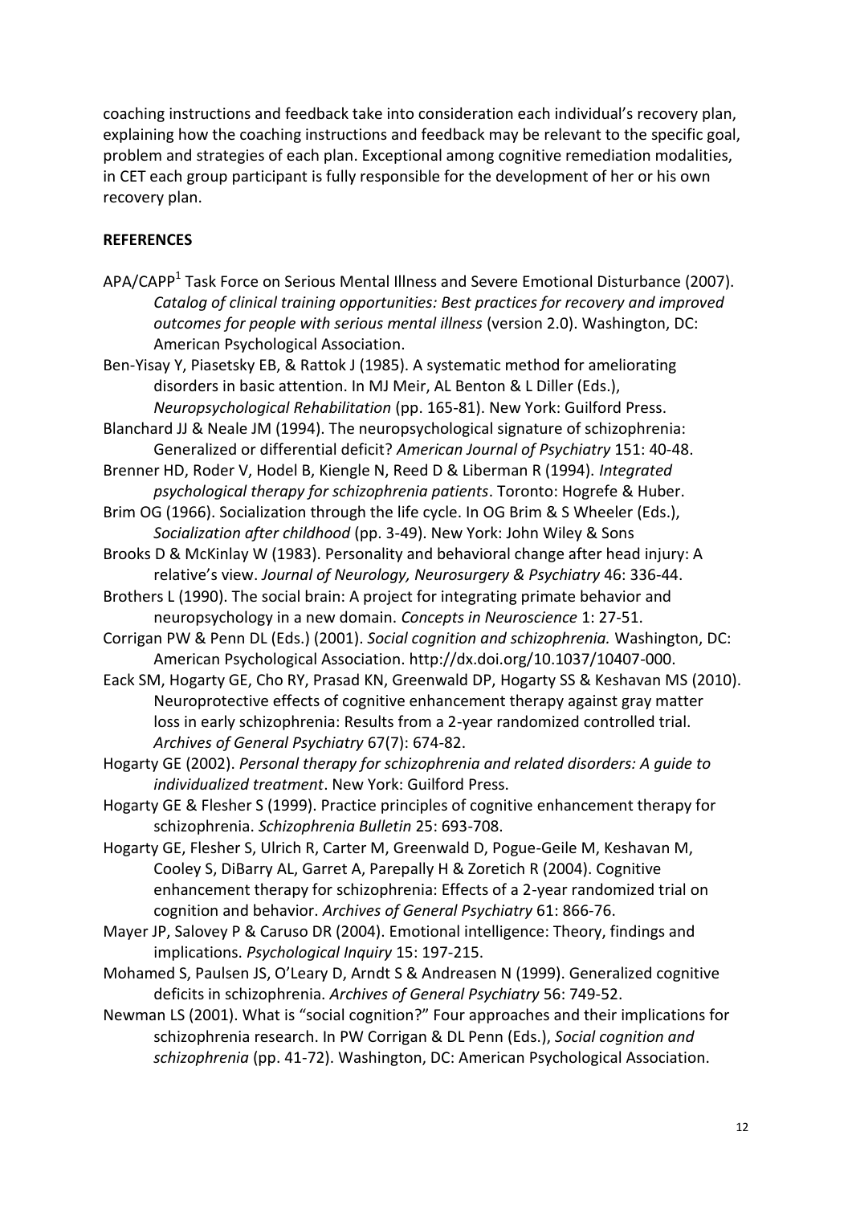coaching instructions and feedback take into consideration each individual's recovery plan, explaining how the coaching instructions and feedback may be relevant to the specific goal, problem and strategies of each plan. Exceptional among cognitive remediation modalities, in CET each group participant is fully responsible for the development of her or his own recovery plan.

## REFERENCES

APA/CAPP[1] Task Force on Serious Mental Illness and Severe Emotional Disturbance (2007). *Catalog of clinical training opportunities: Best practices for recovery and improved outcomes for people with serious mental illness* (version 2.0). Washington, DC: American Psychological Association.

Ben-Yisay Y, Piasetsky EB, & Rattok J (1985). A systematic method for ameliorating disorders in basic attention. In MJ Meir, AL Benton & L Diller (Eds.), *Neuropsychological Rehabilitation* (pp. 165-81). New York: Guilford Press.

Blanchard JJ & Neale JM (1994). The neuropsychological signature of schizophrenia: Generalized or differential deficit? *American Journal of Psychiatry* 151: 40-48.

Brenner HD, Roder V, Hodel B, Kiengle N, Reed D & Liberman R (1994). *Integrated psychological therapy for schizophrenia patients*. Toronto: Hogrefe & Huber.

Brim OG (1966). Socialization through the life cycle. In OG Brim & S Wheeler (Eds.), *Socialization after childhood* (pp. 3-49). New York: John Wiley & Sons

Brooks D & McKinlay W (1983). Personality and behavioral change after head injury: A relative's view. *Journal of Neurology, Neurosurgery & Psychiatry* 46: 336-44.

Brothers L (1990). The social brain: A project for integrating primate behavior and neuropsychology in a new domain. *Concepts in Neuroscience* 1: 27-51.

Corrigan PW & Penn DL (Eds.) (2001). *Social cognition and schizophrenia.* Washington, DC: American Psychological Association. http://dx.doi.org/10.1037/10407-000.

Eack SM, Hogarty GE, Cho RY, Prasad KN, Greenwald DP, Hogarty SS & Keshavan MS (2010). Neuroprotective effects of cognitive enhancement therapy against gray matter loss in early schizophrenia: Results from a 2-year randomized controlled trial. *Archives of General Psychiatry* 67(7): 674-82.

Hogarty GE (2002). *Personal therapy for schizophrenia and related disorders: A guide to individualized treatment*. New York: Guilford Press.

Hogarty GE & Flesher S (1999). Practice principles of cognitive enhancement therapy for schizophrenia. *Schizophrenia Bulletin* 25: 693-708.

Hogarty GE, Flesher S, Ulrich R, Carter M, Greenwald D, Pogue-Geile M, Keshavan M, Cooley S, DiBarry AL, Garret A, Parepally H & Zoretich R (2004). Cognitive enhancement therapy for schizophrenia: Effects of a 2-year randomized trial on cognition and behavior. *Archives of General Psychiatry* 61: 866-76.

Mayer JP, Salovey P & Caruso DR (2004). Emotional intelligence: Theory, findings and implications. *Psychological Inquiry* 15: 197-215.

Mohamed S, Paulsen JS, O'Leary D, Arndt S & Andreasen N (1999). Generalized cognitive deficits in schizophrenia. *Archives of General Psychiatry* 56: 749-52.

Newman LS (2001). What is "social cognition?" Four approaches and their implications for schizophrenia research. In PW Corrigan & DL Penn (Eds.), *Social cognition and schizophrenia* (pp. 41-72). Washington, DC: American Psychological Association.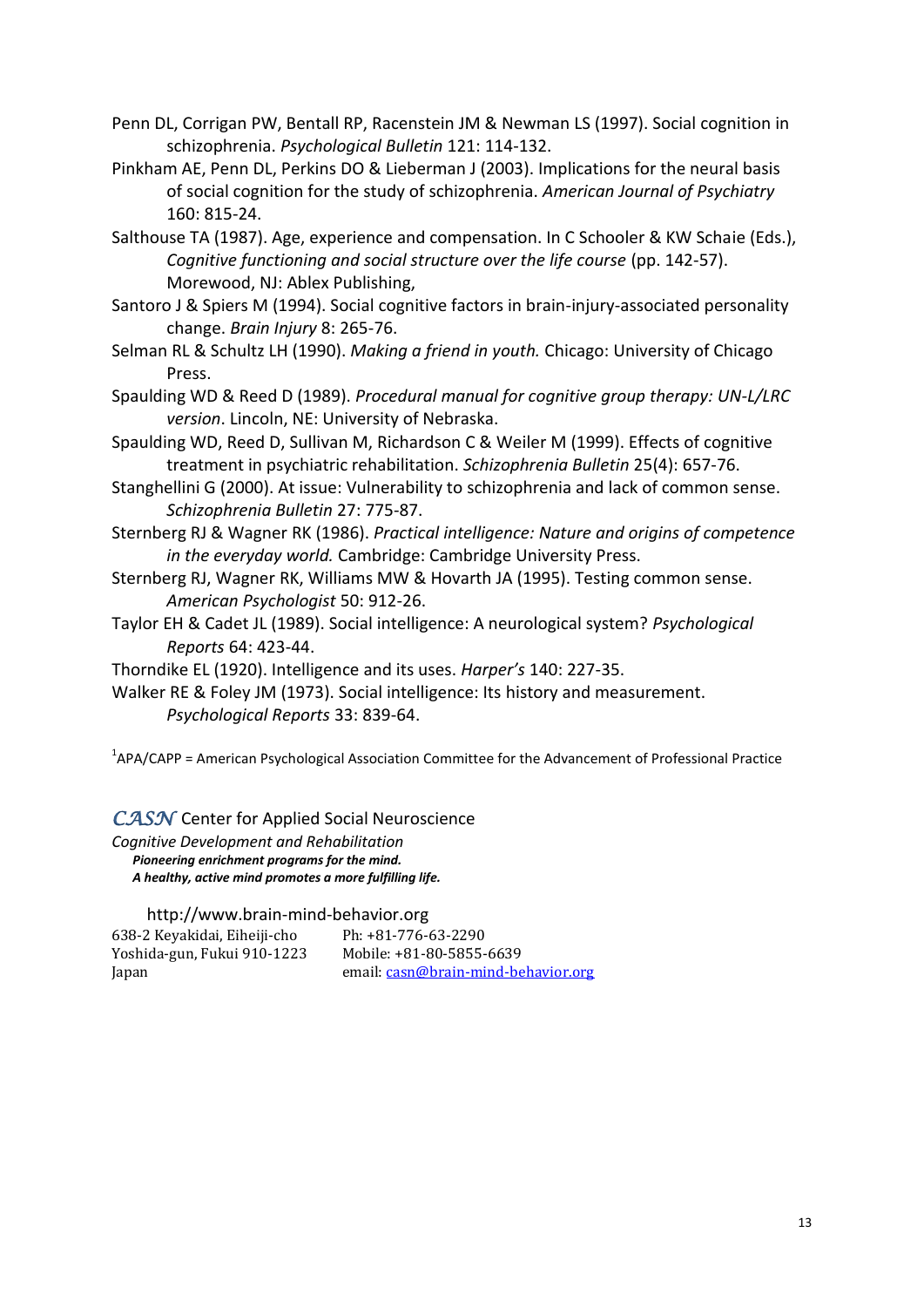Penn DL, Corrigan PW, Bentall RP, Racenstein JM & Newman LS (1997). Social cognition in schizophrenia. *Psychological Bulletin* 121: 114-132.

Pinkham AE, Penn DL, Perkins DO & Lieberman J (2003). Implications for the neural basis of social cognition for the study of schizophrenia. *American Journal of Psychiatry* 160: 815-24.

Salthouse TA (1987). Age, experience and compensation. In C Schooler & KW Schaie (Eds.), *Cognitive functioning and social structure over the life course* (pp. 142-57). Morewood, NJ: Ablex Publishing,

Santoro J & Spiers M (1994). Social cognitive factors in brain-injury-associated personality change. *Brain Injury* 8: 265-76.

Selman RL & Schultz LH (1990). *Making a friend in youth.* Chicago: University of Chicago Press.

Spaulding WD & Reed D (1989). *Procedural manual for cognitive group therapy: UN-L/LRC version*. Lincoln, NE: University of Nebraska.

Spaulding WD, Reed D, Sullivan M, Richardson C & Weiler M (1999). Effects of cognitive treatment in psychiatric rehabilitation. *Schizophrenia Bulletin* 25(4): 657-76.

Stanghellini G (2000). At issue: Vulnerability to schizophrenia and lack of common sense. *Schizophrenia Bulletin* 27: 775-87.

Sternberg RJ & Wagner RK (1986). *Practical intelligence: Nature and origins of competence in the everyday world.* Cambridge: Cambridge University Press.

Sternberg RJ, Wagner RK, Williams MW & Hovarth JA (1995). Testing common sense. *American Psychologist* 50: 912-26.

Taylor EH & Cadet JL (1989). Social intelligence: A neurological system? *Psychological Reports* 64: 423-44.

Thorndike EL (1920). Intelligence and its uses. *Harper's* 140: 227-35.

Walker RE & Foley JM (1973). Social intelligence: Its history and measurement. *Psychological Reports* 33: 839-64.

[1]APA/CAPP = American Psychological Association Committee for the Advancement of Professional Practice

*CASN* Center for Applied Social Neuroscience

*Cognitive Development and Rehabilitation*

***Pioneering enrichment programs for the mind.***

***A healthy, active mind promotes a more fulfilling life.***

http://www.brain-mind-behavior.org

638-2 Keyakidai, Eiheiji-cho
Yoshida-gun, Fukui 910-1223
Japan

Ph: +81-776-63-2290
Mobile: +81-80-5855-6639
email: casn@brain-mind-behavior.org